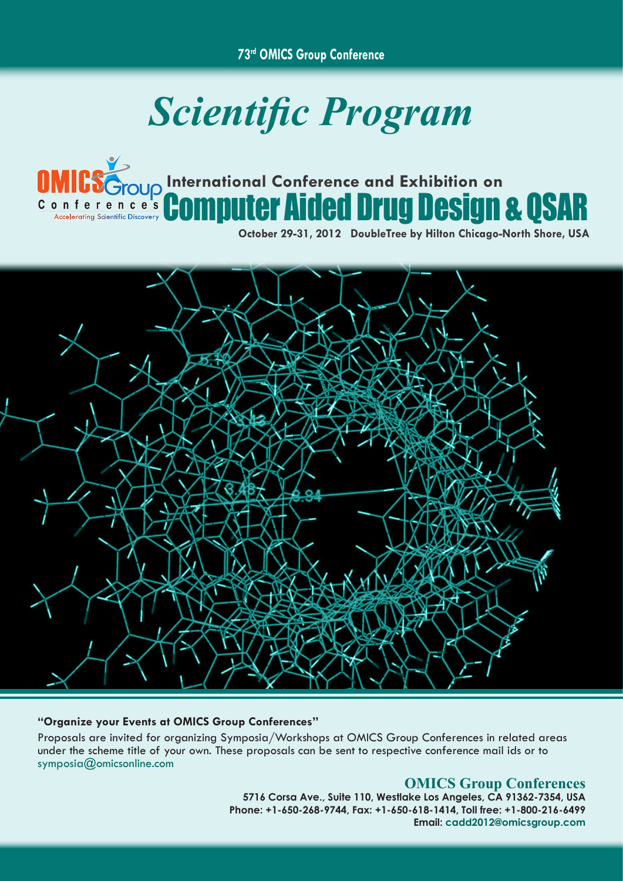73rd OMICS Group Conference

# *Scientific Program*

OMICS Group Conferences — Accelerating Scientific Discovery

## International Conference and Exhibition on Computer Aided Drug Design & QSAR

**October 29-31, 2012 DoubleTree by Hilton Chicago-North Shore, USA**

**"Organize your Events at OMICS Group Conferences"**

Proposals are invited for organizing Symposia/Workshops at OMICS Group Conferences in related areas under the scheme title of your own. These proposals can be sent to respective conference mail ids or to symposia@omicsonline.com

**OMICS Group Conferences**

**5716 Corsa Ave., Suite 110, Westlake Los Angeles, CA 91362-7354, USA**
**Phone: +1-650-268-9744, Fax: +1-650-618-1414, Toll free: +1-800-216-6499**
**Email: cadd2012@omicsgroup.com**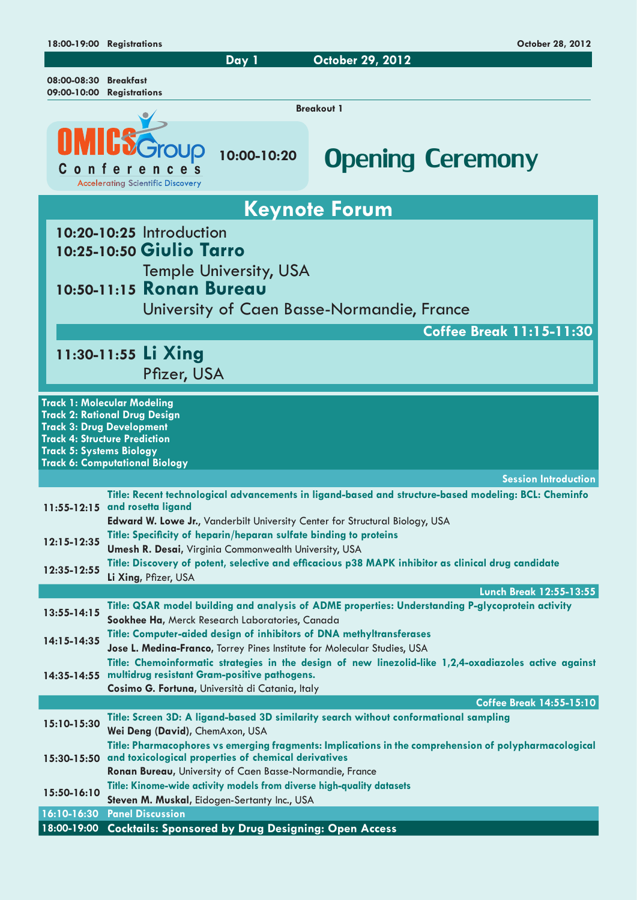18:00-19:00 **Registrations** — **October 28, 2012**

## Day 1 — October 29, 2012

08:00-08:30 **Breakfast**
09:00-10:00 **Registrations**

**Breakout 1**

OMICS Group Conferences
Accelerating Scientific Discovery

**10:00-10:20** — **Opening Ceremony**

## Keynote Forum

**10:20-10:25** Introduction

**10:25-10:50 Giulio Tarro**
Temple University, USA

**10:50-11:15 Ronan Bureau**
University of Caen Basse-Normandie, France

**Coffee Break 11:15-11:30**

**11:30-11:55 Li Xing**
Pfizer, USA

**Track 1: Molecular Modeling**
**Track 2: Rational Drug Design**
**Track 3: Drug Development**
**Track 4: Structure Prediction**
**Track 5: Systems Biology**
**Track 6: Computational Biology**

**Session Introduction**

| Time | Session |
| --- | --- |
| 11:55-12:15 | **Title: Recent technological advancements in ligand-based and structure-based modeling: BCL: Cheminfo and rosetta ligand**<br>**Edward W. Lowe Jr.**, Vanderbilt University Center for Structural Biology, USA |
| 12:15-12:35 | **Title: Specificity of heparin/heparan sulfate binding to proteins**<br>**Umesh R. Desai**, Virginia Commonwealth University, USA |
| 12:35-12:55 | **Title: Discovery of potent, selective and efficacious p38 MAPK inhibitor as clinical drug candidate**<br>**Li Xing**, Pfizer, USA |
| | **Lunch Break 12:55-13:55** |
| 13:55-14:15 | **Title: QSAR model building and analysis of ADME properties: Understanding P-glycoprotein activity**<br>**Sookhee Ha**, Merck Research Laboratories, Canada |
| 14:15-14:35 | **Title: Computer-aided design of inhibitors of DNA methyltransferases**<br>**Jose L. Medina-Franco**, Torrey Pines Institute for Molecular Studies, USA |
| 14:35-14:55 | **Title: Chemoinformatic strategies in the design of new linezolid-like 1,2,4-oxadiazoles active against multidrug resistant Gram-positive pathogens.**<br>**Cosimo G. Fortuna**, Università di Catania, Italy |
| | **Coffee Break 14:55-15:10** |
| 15:10-15:30 | **Title: Screen 3D: A ligand-based 3D similarity search without conformational sampling**<br>**Wei Deng (David)**, ChemAxon, USA |
| 15:30-15:50 | **Title: Pharmacophores vs emerging fragments: Implications in the comprehension of polypharmacological and toxicological properties of chemical derivatives**<br>**Ronan Bureau**, University of Caen Basse-Normandie, France |
| 15:50-16:10 | **Title: Kinome-wide activity models from diverse high-quality datasets**<br>**Steven M. Muskal**, Eidogen-Sertanty Inc., USA |
| 16:10-16:30 | **Panel Discussion** |
| 18:00-19:00 | **Cocktails: Sponsored by Drug Designing: Open Access** |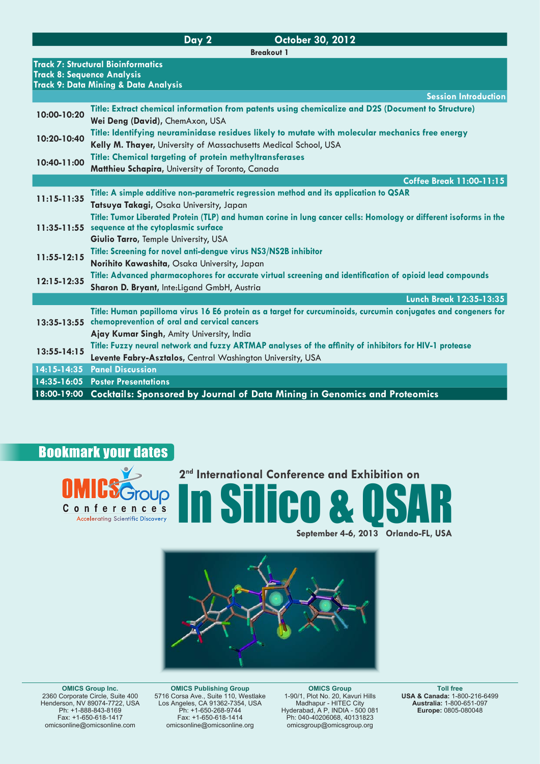| Day 2 | October 30, 2012 |
|---|---|
| | **Breakout 1** |
| | **Track 7: Structural Bioinformatics**<br>**Track 8: Sequence Analysis**<br>**Track 9: Data Mining & Data Analysis** |
| | **Session Introduction** |
| 10:00-10:20 | **Title: Extract chemical information from patents using chemicalize and D2S (Document to Structure)**<br>**Wei Deng (David)**, ChemAxon, USA |
| 10:20-10:40 | **Title: Identifying neuraminidase residues likely to mutate with molecular mechanics free energy**<br>**Kelly M. Thayer**, University of Massachusetts Medical School, USA |
| 10:40-11:00 | **Title: Chemical targeting of protein methyltransferases**<br>**Matthieu Schapira**, University of Toronto, Canada |
| | **Coffee Break 11:00-11:15** |
| 11:15-11:35 | **Title: A simple additive non-parametric regression method and its application to QSAR**<br>**Tatsuya Takagi**, Osaka University, Japan |
| 11:35-11:55 | **Title: Tumor Liberated Protein (TLP) and human corine in lung cancer cells: Homology or different isoforms in the sequence at the cytoplasmic surface**<br>**Giulio Tarro**, Temple University, USA |
| 11:55-12:15 | **Title: Screening for novel anti-dengue virus NS3/NS2B inhibitor**<br>**Norihito Kawashita**, Osaka University, Japan |
| 12:15-12:35 | **Title: Advanced pharmacophores for accurate virtual screening and identification of opioid lead compounds**<br>**Sharon D. Bryant**, Inte:Ligand GmbH, Austria |
| | **Lunch Break 12:35-13:35** |
| 13:35-13:55 | **Title: Human papilloma virus 16 E6 protein as a target for curcuminoids, curcumin conjugates and congeners for chemoprevention of oral and cervical cancers**<br>**Ajay Kumar Singh**, Amity University, India |
| 13:55-14:15 | **Title: Fuzzy neural network and fuzzy ARTMAP analyses of the affinity of inhibitors for HIV-1 protease**<br>**Levente Fabry-Asztalos**, Central Washington University, USA |
| 14:15-14:35 | **Panel Discussion** |
| 14:35-16:05 | **Poster Presentations** |
| 18:00-19:00 | **Cocktails: Sponsored by Journal of Data Mining in Genomics and Proteomics** |

## Bookmark your dates

OMICS Group Conferences
Accelerating Scientific Discovery

2nd International Conference and Exhibition on

# In Silico & QSAR

**September 4-6, 2013 Orlando-FL, USA**

**OMICS Group Inc.**
2360 Corporate Circle, Suite 400
Henderson, NV 89074-7722, USA
Ph: +1-888-843-8169
Fax: +1-650-618-1417
omicsonline@omicsonline.com

**OMICS Publishing Group**
5716 Corsa Ave., Suite 110, Westlake
Los Angeles, CA 91362-7354, USA
Ph: +1-650-268-9744
Fax: +1-650-618-1414
omicsonline@omicsonline.org

**OMICS Group**
1-90/1, Plot No. 20, Kavuri Hills
Madhapur - HITEC City
Hyderabad, A P, INDIA - 500 081
Ph: 040-40206068, 40131823
omicsgroup@omicsgroup.org

**Toll free**
**USA & Canada:** 1-800-216-6499
**Australia:** 1-800-651-097
**Europe:** 0805-080048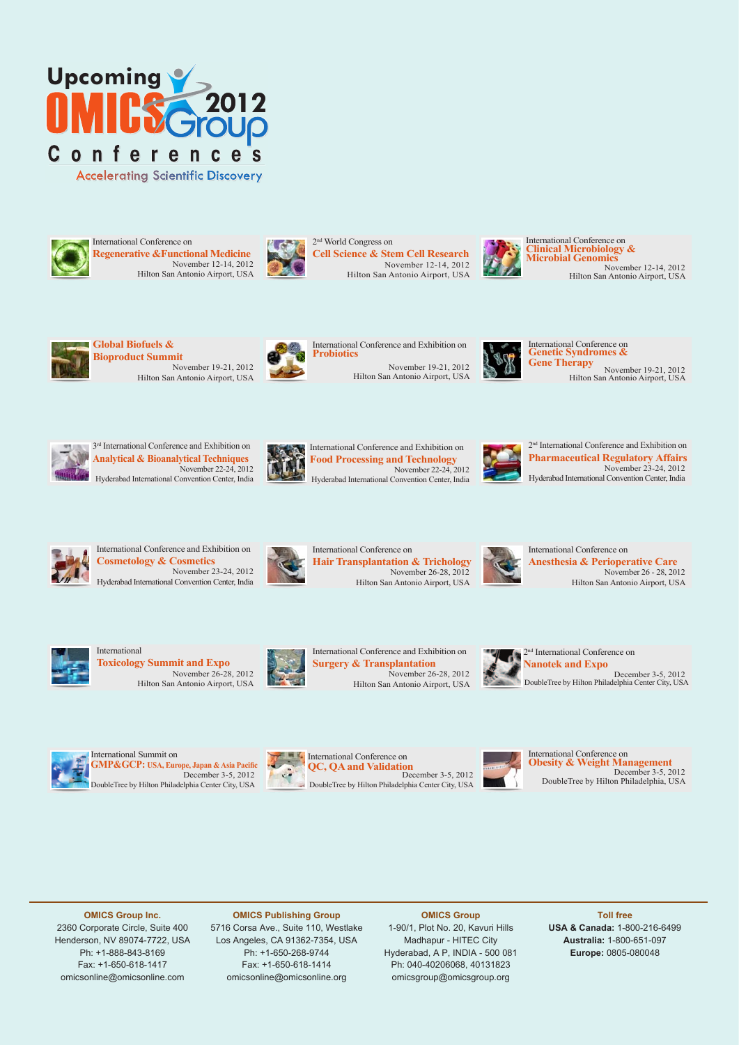# Upcoming OMICS Group 2012 Conferences

Accelerating Scientific Discovery

International Conference on
**Regenerative &Functional Medicine**
November 12-14, 2012
Hilton San Antonio Airport, USA

2nd World Congress on
**Cell Science & Stem Cell Research**
November 12-14, 2012
Hilton San Antonio Airport, USA

International Conference on
**Clinical Microbiology & Microbial Genomics**
November 12-14, 2012
Hilton San Antonio Airport, USA

**Global Biofuels & Bioproduct Summit**
November 19-21, 2012
Hilton San Antonio Airport, USA

International Conference and Exhibition on
**Probiotics**
November 19-21, 2012
Hilton San Antonio Airport, USA

International Conference on
**Genetic Syndromes & Gene Therapy**
November 19-21, 2012
Hilton San Antonio Airport, USA

3rd International Conference and Exhibition on
**Analytical & Bioanalytical Techniques**
November 22-24, 2012
Hyderabad International Convention Center, India

International Conference and Exhibition on
**Food Processing and Technology**
November 22-24, 2012
Hyderabad International Convention Center, India

2nd International Conference and Exhibition on
**Pharmaceutical Regulatory Affairs**
November 23-24, 2012
Hyderabad International Convention Center, India

International Conference and Exhibition on
**Cosmetology & Cosmetics**
November 23-24, 2012
Hyderabad International Convention Center, India

International Conference on
**Hair Transplantation & Trichology**
November 26-28, 2012
Hilton San Antonio Airport, USA

International Conference on
**Anesthesia & Perioperative Care**
November 26 - 28, 2012
Hilton San Antonio Airport, USA

International
**Toxicology Summit and Expo**
November 26-28, 2012
Hilton San Antonio Airport, USA

International Conference and Exhibition on
**Surgery & Transplantation**
November 26-28, 2012
Hilton San Antonio Airport, USA

2nd International Conference on
**Nanotek and Expo**
December 3-5, 2012
DoubleTree by Hilton Philadelphia Center City, USA

International Summit on
**GMP&GCP: USA, Europe, Japan & Asia Pacific**
December 3-5, 2012
DoubleTree by Hilton Philadelphia Center City, USA

International Conference on
**QC, QA and Validation**
December 3-5, 2012
DoubleTree by Hilton Philadelphia Center City, USA

International Conference on
**Obesity & Weight Management**
December 3-5, 2012
DoubleTree by Hilton Philadelphia, USA

---

**OMICS Group Inc.**
2360 Corporate Circle, Suite 400
Henderson, NV 89074-7722, USA
Ph: +1-888-843-8169
Fax: +1-650-618-1417
omicsonline@omicsonline.com

**OMICS Publishing Group**
5716 Corsa Ave., Suite 110, Westlake
Los Angeles, CA 91362-7354, USA
Ph: +1-650-268-9744
Fax: +1-650-618-1414
omicsonline@omicsonline.org

**OMICS Group**
1-90/1, Plot No. 20, Kavuri Hills
Madhapur - HITEC City
Hyderabad, A P, INDIA - 500 081
Ph: 040-40206068, 40131823
omicsgroup@omicsgroup.org

**Toll free**
**USA & Canada:** 1-800-216-6499
**Australia:** 1-800-651-097
**Europe:** 0805-080048